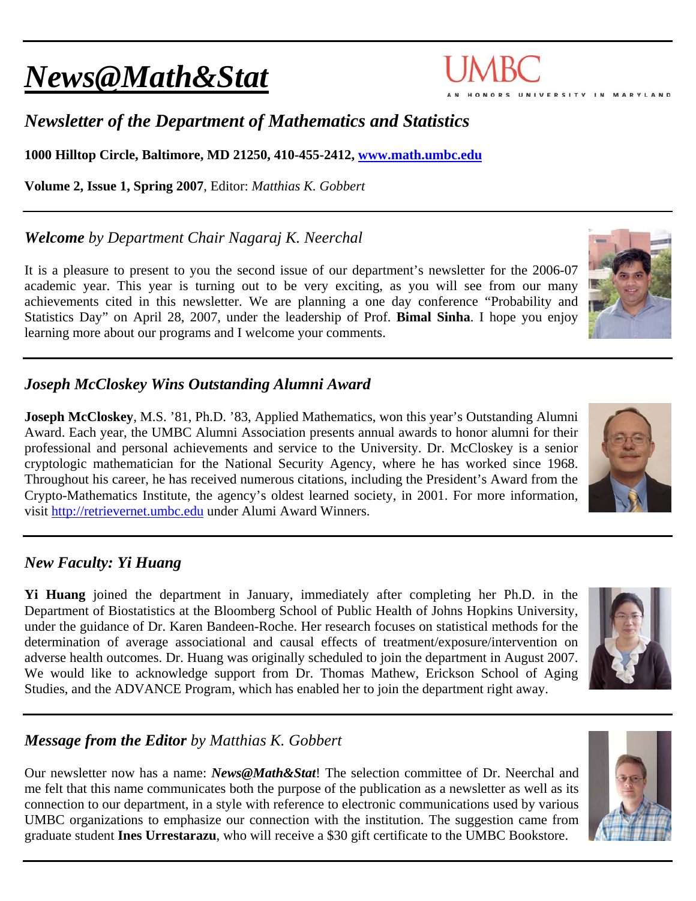# ***News@Math&Stat***

UMBC

AN HONORS UNIVERSITY IN MARYLAND

## *Newsletter of the Department of Mathematics and Statistics*

**1000 Hilltop Circle, Baltimore, MD 21250, 410-455-2412, [www.math.umbc.edu](http://www.math.umbc.edu)**

**Volume 2, Issue 1, Spring 2007**, Editor: *Matthias K. Gobbert*

---

### ***Welcome*** *by Department Chair Nagaraj K. Neerchal*

It is a pleasure to present to you the second issue of our department's newsletter for the 2006-07 academic year. This year is turning out to be very exciting, as you will see from our many achievements cited in this newsletter. We are planning a one day conference "Probability and Statistics Day" on April 28, 2007, under the leadership of Prof. **Bimal Sinha**. I hope you enjoy learning more about our programs and I welcome your comments.

---

### ***Joseph McCloskey Wins Outstanding Alumni Award***

**Joseph McCloskey**, M.S. '81, Ph.D. '83, Applied Mathematics, won this year's Outstanding Alumni Award. Each year, the UMBC Alumni Association presents annual awards to honor alumni for their professional and personal achievements and service to the University. Dr. McCloskey is a senior cryptologic mathematician for the National Security Agency, where he has worked since 1968. Throughout his career, he has received numerous citations, including the President's Award from the Crypto-Mathematics Institute, the agency's oldest learned society, in 2001. For more information, visit [http://retrievernet.umbc.edu](http://retrievernet.umbc.edu) under Alumi Award Winners.

---

### ***New Faculty: Yi Huang***

**Yi Huang** joined the department in January, immediately after completing her Ph.D. in the Department of Biostatistics at the Bloomberg School of Public Health of Johns Hopkins University, under the guidance of Dr. Karen Bandeen-Roche. Her research focuses on statistical methods for the determination of average associational and causal effects of treatment/exposure/intervention on adverse health outcomes. Dr. Huang was originally scheduled to join the department in August 2007. We would like to acknowledge support from Dr. Thomas Mathew, Erickson School of Aging Studies, and the ADVANCE Program, which has enabled her to join the department right away.

---

### ***Message from the Editor*** *by Matthias K. Gobbert*

Our newsletter now has a name: ***News@Math&Stat***! The selection committee of Dr. Neerchal and me felt that this name communicates both the purpose of the publication as a newsletter as well as its connection to our department, in a style with reference to electronic communications used by various UMBC organizations to emphasize our connection with the institution. The suggestion came from graduate student **Ines Urrestarazu**, who will receive a $30 gift certificate to the UMBC Bookstore.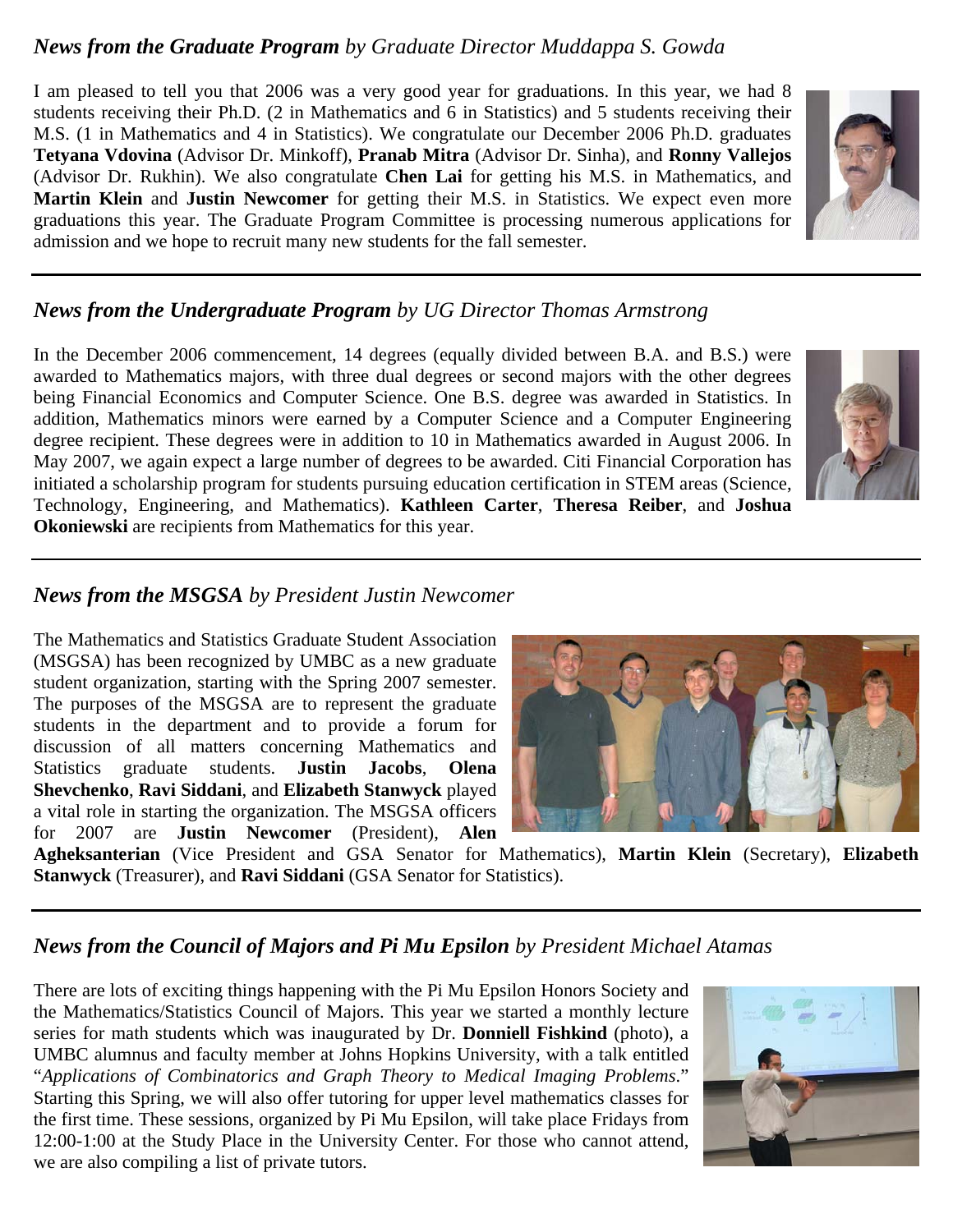## *News from the Graduate Program by Graduate Director Muddappa S. Gowda*

I am pleased to tell you that 2006 was a very good year for graduations. In this year, we had 8 students receiving their Ph.D. (2 in Mathematics and 6 in Statistics) and 5 students receiving their M.S. (1 in Mathematics and 4 in Statistics). We congratulate our December 2006 Ph.D. graduates **Tetyana Vdovina** (Advisor Dr. Minkoff), **Pranab Mitra** (Advisor Dr. Sinha), and **Ronny Vallejos** (Advisor Dr. Rukhin). We also congratulate **Chen Lai** for getting his M.S. in Mathematics, and **Martin Klein** and **Justin Newcomer** for getting their M.S. in Statistics. We expect even more graduations this year. The Graduate Program Committee is processing numerous applications for admission and we hope to recruit many new students for the fall semester.

---

## *News from the Undergraduate Program by UG Director Thomas Armstrong*

In the December 2006 commencement, 14 degrees (equally divided between B.A. and B.S.) were awarded to Mathematics majors, with three dual degrees or second majors with the other degrees being Financial Economics and Computer Science. One B.S. degree was awarded in Statistics. In addition, Mathematics minors were earned by a Computer Science and a Computer Engineering degree recipient. These degrees were in addition to 10 in Mathematics awarded in August 2006. In May 2007, we again expect a large number of degrees to be awarded. Citi Financial Corporation has initiated a scholarship program for students pursuing education certification in STEM areas (Science, Technology, Engineering, and Mathematics). **Kathleen Carter**, **Theresa Reiber**, and **Joshua Okoniewski** are recipients from Mathematics for this year.

---

## *News from the MSGSA by President Justin Newcomer*

The Mathematics and Statistics Graduate Student Association (MSGSA) has been recognized by UMBC as a new graduate student organization, starting with the Spring 2007 semester. The purposes of the MSGSA are to represent the graduate students in the department and to provide a forum for discussion of all matters concerning Mathematics and Statistics graduate students. **Justin Jacobs**, **Olena Shevchenko**, **Ravi Siddani**, and **Elizabeth Stanwyck** played a vital role in starting the organization. The MSGSA officers for 2007 are **Justin Newcomer** (President), **Alen Agheksanterian** (Vice President and GSA Senator for Mathematics), **Martin Klein** (Secretary), **Elizabeth Stanwyck** (Treasurer), and **Ravi Siddani** (GSA Senator for Statistics).

---

## *News from the Council of Majors and Pi Mu Epsilon by President Michael Atamas*

There are lots of exciting things happening with the Pi Mu Epsilon Honors Society and the Mathematics/Statistics Council of Majors. This year we started a monthly lecture series for math students which was inaugurated by Dr. **Donniell Fishkind** (photo), a UMBC alumnus and faculty member at Johns Hopkins University, with a talk entitled "*Applications of Combinatorics and Graph Theory to Medical Imaging Problems*." Starting this Spring, we will also offer tutoring for upper level mathematics classes for the first time. These sessions, organized by Pi Mu Epsilon, will take place Fridays from 12:00-1:00 at the Study Place in the University Center. For those who cannot attend, we are also compiling a list of private tutors.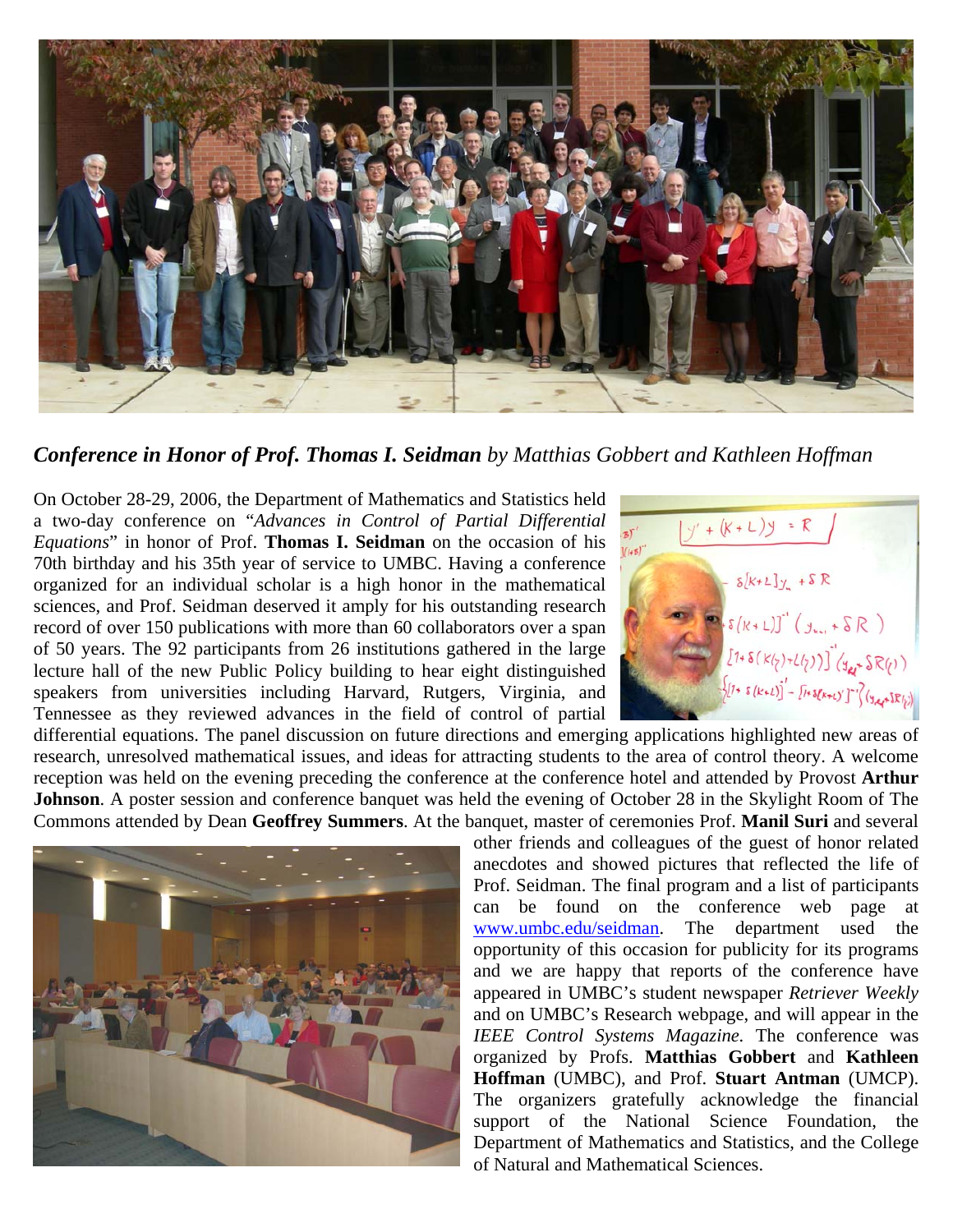***Conference in Honor of Prof. Thomas I. Seidman*** *by Matthias Gobbert and Kathleen Hoffman*

On October 28-29, 2006, the Department of Mathematics and Statistics held a two-day conference on "*Advances in Control of Partial Differential Equations*" in honor of Prof. **Thomas I. Seidman** on the occasion of his 70th birthday and his 35th year of service to UMBC. Having a conference organized for an individual scholar is a high honor in the mathematical sciences, and Prof. Seidman deserved it amply for his outstanding research record of over 150 publications with more than 60 collaborators over a span of 50 years. The 92 participants from 26 institutions gathered in the large lecture hall of the new Public Policy building to hear eight distinguished speakers from universities including Harvard, Rutgers, Virginia, and Tennessee as they reviewed advances in the field of control of partial differential equations. The panel discussion on future directions and emerging applications highlighted new areas of research, unresolved mathematical issues, and ideas for attracting students to the area of control theory. A welcome reception was held on the evening preceding the conference at the conference hotel and attended by Provost **Arthur Johnson**. A poster session and conference banquet was held the evening of October 28 in the Skylight Room of The Commons attended by Dean **Geoffrey Summers**. At the banquet, master of ceremonies Prof. **Manil Suri** and several other friends and colleagues of the guest of honor related anecdotes and showed pictures that reflected the life of Prof. Seidman. The final program and a list of participants can be found on the conference web page at www.umbc.edu/seidman. The department used the opportunity of this occasion for publicity for its programs and we are happy that reports of the conference have appeared in UMBC's student newspaper *Retriever Weekly* and on UMBC's Research webpage, and will appear in the *IEEE Control Systems Magazine.* The conference was organized by Profs. **Matthias Gobbert** and **Kathleen Hoffman** (UMBC), and Prof. **Stuart Antman** (UMCP). The organizers gratefully acknowledge the financial support of the National Science Foundation, the Department of Mathematics and Statistics, and the College of Natural and Mathematical Sciences.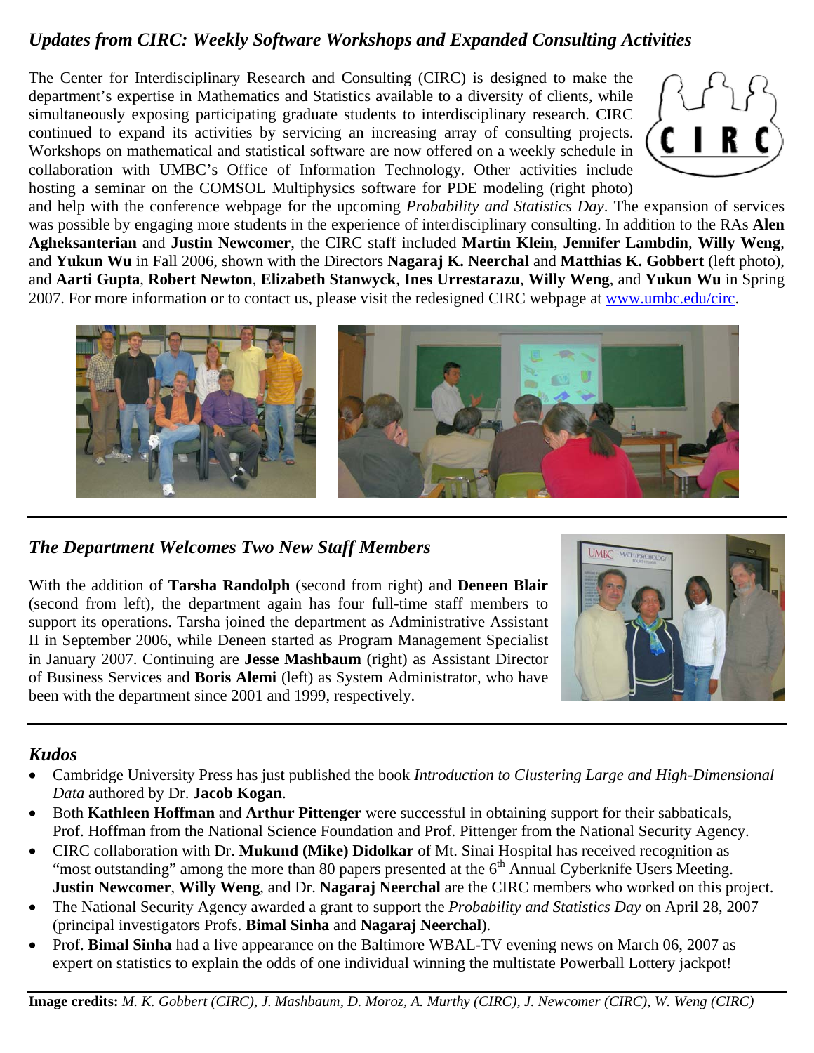## *Updates from CIRC: Weekly Software Workshops and Expanded Consulting Activities*

The Center for Interdisciplinary Research and Consulting (CIRC) is designed to make the department's expertise in Mathematics and Statistics available to a diversity of clients, while simultaneously exposing participating graduate students to interdisciplinary research. CIRC continued to expand its activities by servicing an increasing array of consulting projects. Workshops on mathematical and statistical software are now offered on a weekly schedule in collaboration with UMBC's Office of Information Technology. Other activities include hosting a seminar on the COMSOL Multiphysics software for PDE modeling (right photo) and help with the conference webpage for the upcoming *Probability and Statistics Day*. The expansion of services was possible by engaging more students in the experience of interdisciplinary consulting. In addition to the RAs **Alen Agheksanterian** and **Justin Newcomer**, the CIRC staff included **Martin Klein**, **Jennifer Lambdin**, **Willy Weng**, and **Yukun Wu** in Fall 2006, shown with the Directors **Nagaraj K. Neerchal** and **Matthias K. Gobbert** (left photo), and **Aarti Gupta**, **Robert Newton**, **Elizabeth Stanwyck**, **Ines Urrestarazu**, **Willy Weng**, and **Yukun Wu** in Spring 2007. For more information or to contact us, please visit the redesigned CIRC webpage at www.umbc.edu/circ.

---

## *The Department Welcomes Two New Staff Members*

With the addition of **Tarsha Randolph** (second from right) and **Deneen Blair** (second from left), the department again has four full-time staff members to support its operations. Tarsha joined the department as Administrative Assistant II in September 2006, while Deneen started as Program Management Specialist in January 2007. Continuing are **Jesse Mashbaum** (right) as Assistant Director of Business Services and **Boris Alemi** (left) as System Administrator, who have been with the department since 2001 and 1999, respectively.

---

## *Kudos*

- Cambridge University Press has just published the book *Introduction to Clustering Large and High-Dimensional Data* authored by Dr. **Jacob Kogan**.
- Both **Kathleen Hoffman** and **Arthur Pittenger** were successful in obtaining support for their sabbaticals, Prof. Hoffman from the National Science Foundation and Prof. Pittenger from the National Security Agency.
- CIRC collaboration with Dr. **Mukund (Mike) Didolkar** of Mt. Sinai Hospital has received recognition as "most outstanding" among the more than 80 papers presented at the 6th Annual Cyberknife Users Meeting. **Justin Newcomer**, **Willy Weng**, and Dr. **Nagaraj Neerchal** are the CIRC members who worked on this project.
- The National Security Agency awarded a grant to support the *Probability and Statistics Day* on April 28, 2007 (principal investigators Profs. **Bimal Sinha** and **Nagaraj Neerchal**).
- Prof. **Bimal Sinha** had a live appearance on the Baltimore WBAL-TV evening news on March 06, 2007 as expert on statistics to explain the odds of one individual winning the multistate Powerball Lottery jackpot!

---

**Image credits:** *M. K. Gobbert (CIRC), J. Mashbaum, D. Moroz, A. Murthy (CIRC), J. Newcomer (CIRC), W. Weng (CIRC)*